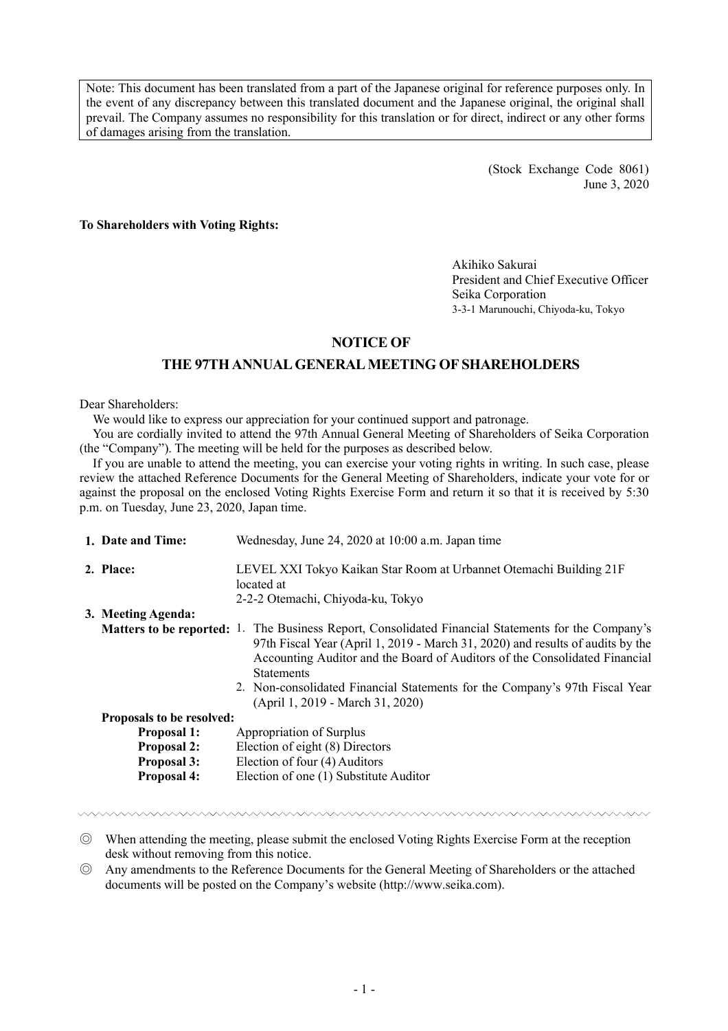> Note: This document has been translated from a part of the Japanese original for reference purposes only. In the event of any discrepancy between this translated document and the Japanese original, the original shall prevail. The Company assumes no responsibility for this translation or for direct, indirect or any other forms of damages arising from the translation.

(Stock Exchange Code 8061)
June 3, 2020

**To Shareholders with Voting Rights:**

Akihiko Sakurai
President and Chief Executive Officer
Seika Corporation
3-3-1 Marunouchi, Chiyoda-ku, Tokyo

# NOTICE OF
# THE 97TH ANNUAL GENERAL MEETING OF SHAREHOLDERS

Dear Shareholders:

We would like to express our appreciation for your continued support and patronage.

You are cordially invited to attend the 97th Annual General Meeting of Shareholders of Seika Corporation (the "Company"). The meeting will be held for the purposes as described below.

If you are unable to attend the meeting, you can exercise your voting rights in writing. In such case, please review the attached Reference Documents for the General Meeting of Shareholders, indicate your vote for or against the proposal on the enclosed Voting Rights Exercise Form and return it so that it is received by 5:30 p.m. on Tuesday, June 23, 2020, Japan time.

**1. Date and Time:** Wednesday, June 24, 2020 at 10:00 a.m. Japan time

**2. Place:** LEVEL XXI Tokyo Kaikan Star Room at Urbannet Otemachi Building 21F located at 2-2-2 Otemachi, Chiyoda-ku, Tokyo

**3. Meeting Agenda:**

**Matters to be reported:**

1. The Business Report, Consolidated Financial Statements for the Company's 97th Fiscal Year (April 1, 2019 - March 31, 2020) and results of audits by the Accounting Auditor and the Board of Auditors of the Consolidated Financial Statements
2. Non-consolidated Financial Statements for the Company's 97th Fiscal Year (April 1, 2019 - March 31, 2020)

**Proposals to be resolved:**

- **Proposal 1:** Appropriation of Surplus
- **Proposal 2:** Election of eight (8) Directors
- **Proposal 3:** Election of four (4) Auditors
- **Proposal 4:** Election of one (1) Substitute Auditor

---

◎ When attending the meeting, please submit the enclosed Voting Rights Exercise Form at the reception desk without removing from this notice.

◎ Any amendments to the Reference Documents for the General Meeting of Shareholders or the attached documents will be posted on the Company's website (http://www.seika.com).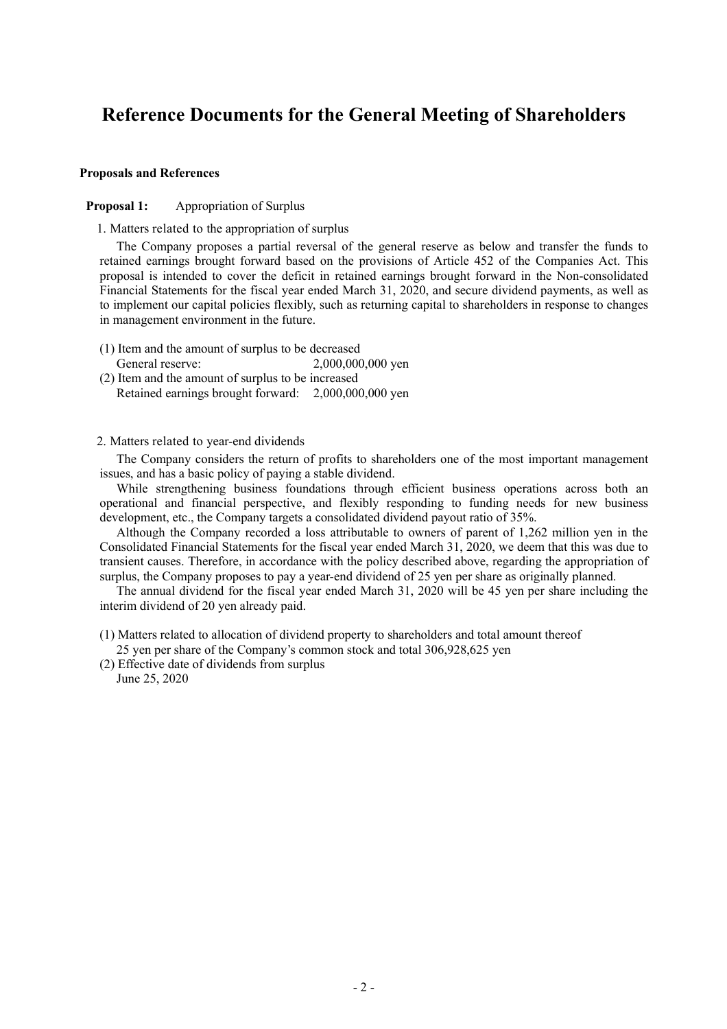# Reference Documents for the General Meeting of Shareholders

**Proposals and References**

**Proposal 1:** Appropriation of Surplus

1. Matters related to the appropriation of surplus

The Company proposes a partial reversal of the general reserve as below and transfer the funds to retained earnings brought forward based on the provisions of Article 452 of the Companies Act. This proposal is intended to cover the deficit in retained earnings brought forward in the Non-consolidated Financial Statements for the fiscal year ended March 31, 2020, and secure dividend payments, as well as to implement our capital policies flexibly, such as returning capital to shareholders in response to changes in management environment in the future.

(1) Item and the amount of surplus to be decreased
General reserve: 2,000,000,000 yen

(2) Item and the amount of surplus to be increased
Retained earnings brought forward: 2,000,000,000 yen

2. Matters related to year-end dividends

The Company considers the return of profits to shareholders one of the most important management issues, and has a basic policy of paying a stable dividend.

While strengthening business foundations through efficient business operations across both an operational and financial perspective, and flexibly responding to funding needs for new business development, etc., the Company targets a consolidated dividend payout ratio of 35%.

Although the Company recorded a loss attributable to owners of parent of 1,262 million yen in the Consolidated Financial Statements for the fiscal year ended March 31, 2020, we deem that this was due to transient causes. Therefore, in accordance with the policy described above, regarding the appropriation of surplus, the Company proposes to pay a year-end dividend of 25 yen per share as originally planned.

The annual dividend for the fiscal year ended March 31, 2020 will be 45 yen per share including the interim dividend of 20 yen already paid.

(1) Matters related to allocation of dividend property to shareholders and total amount thereof
25 yen per share of the Company's common stock and total 306,928,625 yen

(2) Effective date of dividends from surplus
June 25, 2020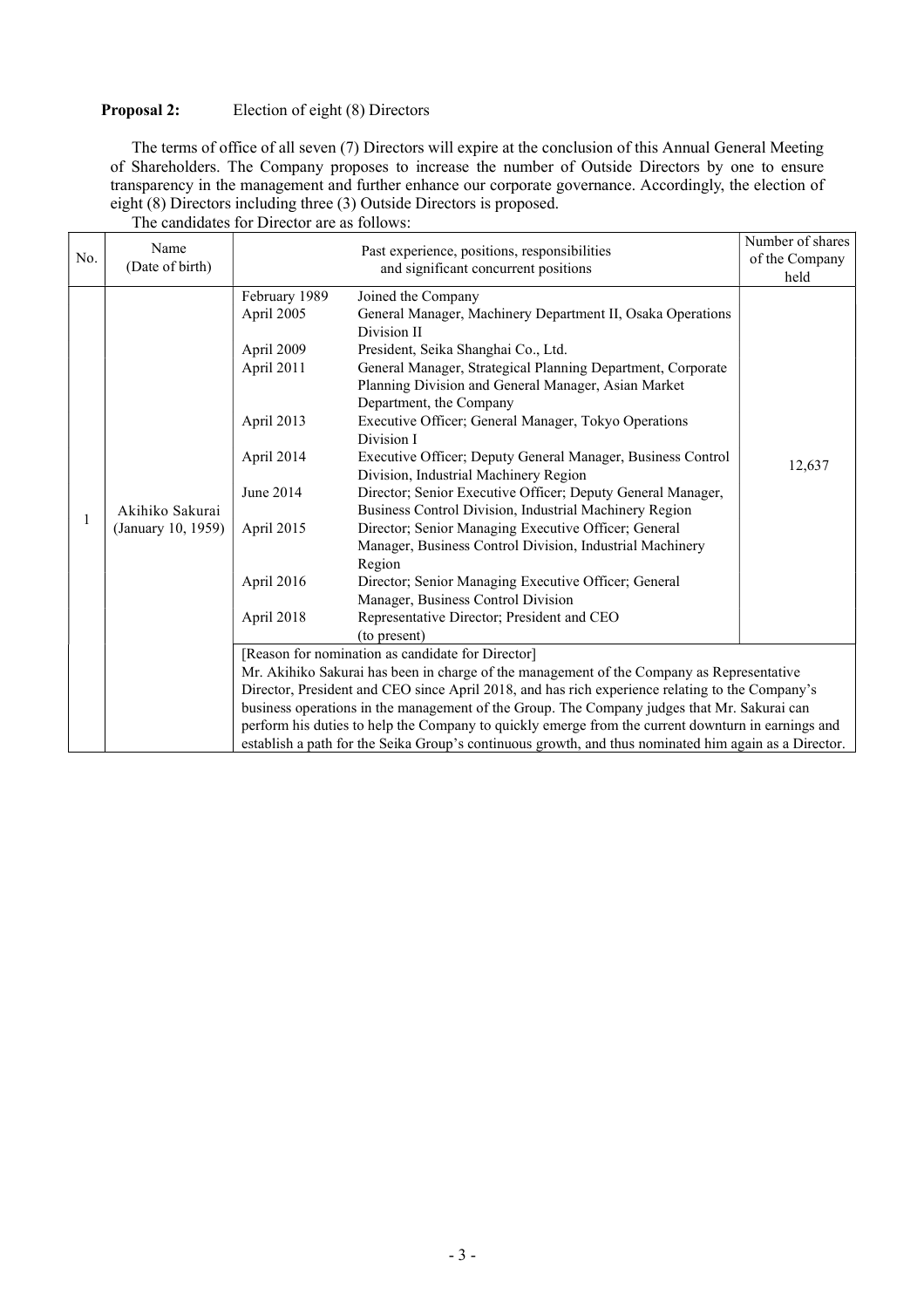**Proposal 2:** Election of eight (8) Directors

The terms of office of all seven (7) Directors will expire at the conclusion of this Annual General Meeting of Shareholders. The Company proposes to increase the number of Outside Directors by one to ensure transparency in the management and further enhance our corporate governance. Accordingly, the election of eight (8) Directors including three (3) Outside Directors is proposed.

The candidates for Director are as follows:

| No. | Name (Date of birth) | Past experience, positions, responsibilities and significant concurrent positions | | Number of shares of the Company held |
|---|---|---|---|---|
| 1 | Akihiko Sakurai (January 10, 1959) | February 1989 | Joined the Company | 12,637 |
| | | April 2005 | General Manager, Machinery Department II, Osaka Operations Division II | |
| | | April 2009 | President, Seika Shanghai Co., Ltd. | |
| | | April 2011 | General Manager, Strategical Planning Department, Corporate Planning Division and General Manager, Asian Market Department, the Company | |
| | | April 2013 | Executive Officer; General Manager, Tokyo Operations Division I | |
| | | April 2014 | Executive Officer; Deputy General Manager, Business Control Division, Industrial Machinery Region | |
| | | June 2014 | Director; Senior Executive Officer; Deputy General Manager, Business Control Division, Industrial Machinery Region | |
| | | April 2015 | Director; Senior Managing Executive Officer; General Manager, Business Control Division, Industrial Machinery Region | |
| | | April 2016 | Director; Senior Managing Executive Officer; General Manager, Business Control Division | |
| | | April 2018 | Representative Director; President and CEO (to present) | |
| | | [Reason for nomination as candidate for Director] Mr. Akihiko Sakurai has been in charge of the management of the Company as Representative Director, President and CEO since April 2018, and has rich experience relating to the Company's business operations in the management of the Group. The Company judges that Mr. Sakurai can perform his duties to help the Company to quickly emerge from the current downturn in earnings and establish a path for the Seika Group's continuous growth, and thus nominated him again as a Director. | | |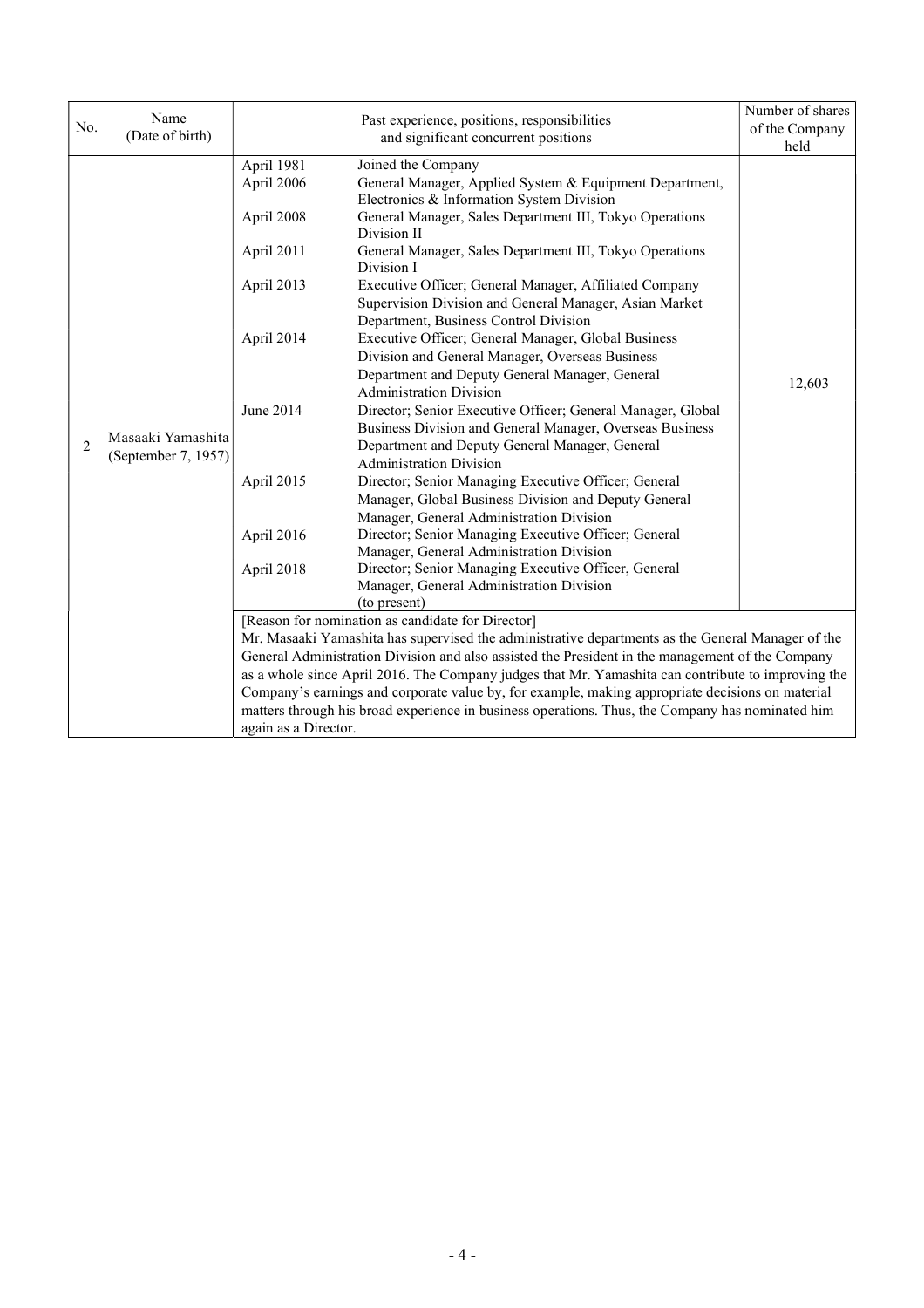| No. | Name (Date of birth) | Past experience, positions, responsibilities and significant concurrent positions | | Number of shares of the Company held |
|---|---|---|---|---|
| 2 | Masaaki Yamashita (September 7, 1957) | April 1981 | Joined the Company | 12,603 |
| | | April 2006 | General Manager, Applied System & Equipment Department, Electronics & Information System Division | |
| | | April 2008 | General Manager, Sales Department III, Tokyo Operations Division II | |
| | | April 2011 | General Manager, Sales Department III, Tokyo Operations Division I | |
| | | April 2013 | Executive Officer; General Manager, Affiliated Company Supervision Division and General Manager, Asian Market Department, Business Control Division | |
| | | April 2014 | Executive Officer; General Manager, Global Business Division and General Manager, Overseas Business Department and Deputy General Manager, General Administration Division | |
| | | June 2014 | Director; Senior Executive Officer; General Manager, Global Business Division and General Manager, Overseas Business Department and Deputy General Manager, General Administration Division | |
| | | April 2015 | Director; Senior Managing Executive Officer; General Manager, Global Business Division and Deputy General Manager, General Administration Division | |
| | | April 2016 | Director; Senior Managing Executive Officer; General Manager, General Administration Division | |
| | | April 2018 | Director; Senior Managing Executive Officer, General Manager, General Administration Division (to present) | |
| | | [Reason for nomination as candidate for Director] Mr. Masaaki Yamashita has supervised the administrative departments as the General Manager of the General Administration Division and also assisted the President in the management of the Company as a whole since April 2016. The Company judges that Mr. Yamashita can contribute to improving the Company's earnings and corporate value by, for example, making appropriate decisions on material matters through his broad experience in business operations. Thus, the Company has nominated him again as a Director. | | |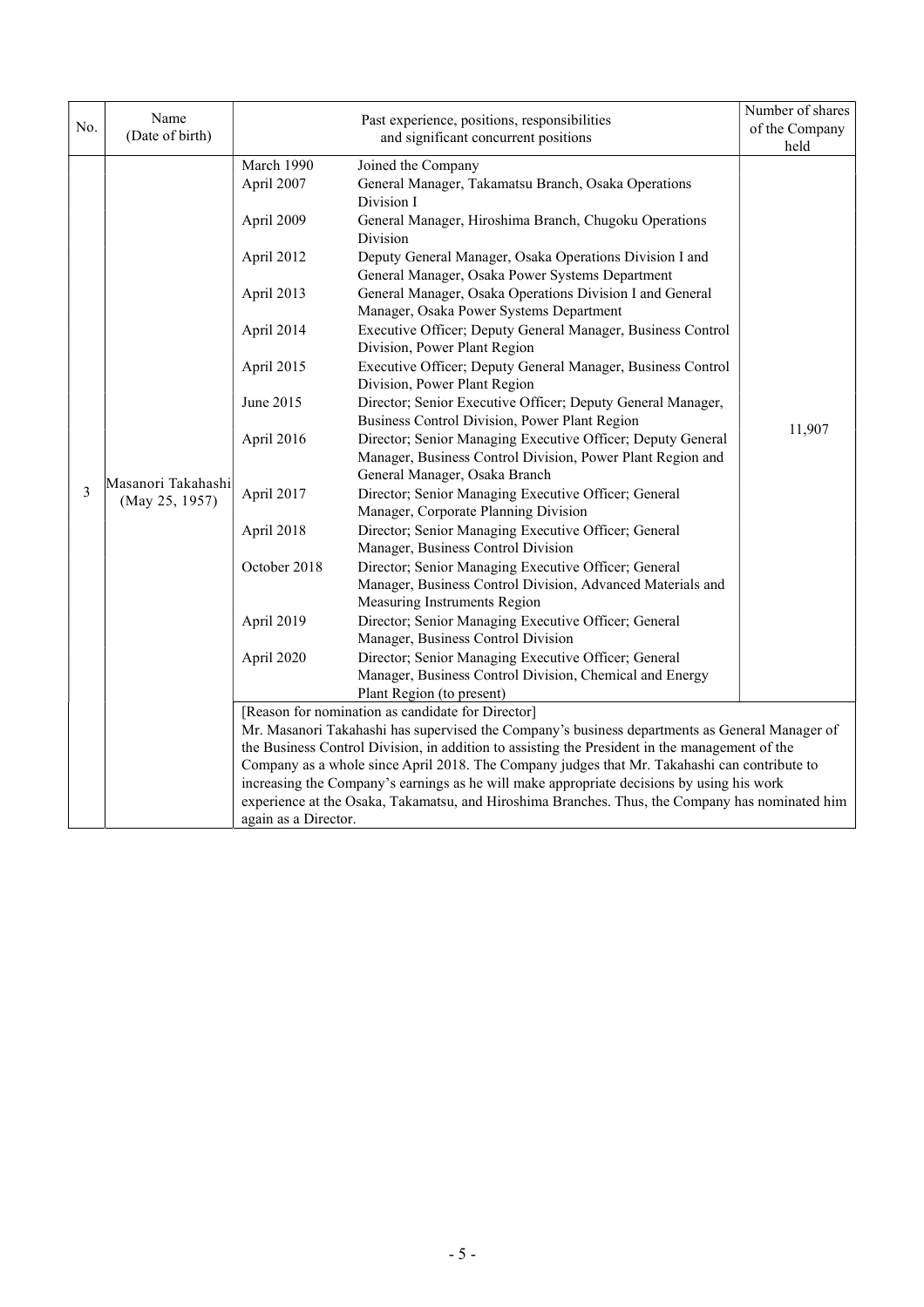| No. | Name (Date of birth) | Past experience, positions, responsibilities and significant concurrent positions | | Number of shares of the Company held |
|---|---|---|---|---|
| 3 | Masanori Takahashi (May 25, 1957) | March 1990 | Joined the Company | 11,907 |
| | | April 2007 | General Manager, Takamatsu Branch, Osaka Operations Division I | |
| | | April 2009 | General Manager, Hiroshima Branch, Chugoku Operations Division | |
| | | April 2012 | Deputy General Manager, Osaka Operations Division I and General Manager, Osaka Power Systems Department | |
| | | April 2013 | General Manager, Osaka Operations Division I and General Manager, Osaka Power Systems Department | |
| | | April 2014 | Executive Officer; Deputy General Manager, Business Control Division, Power Plant Region | |
| | | April 2015 | Executive Officer; Deputy General Manager, Business Control Division, Power Plant Region | |
| | | June 2015 | Director; Senior Executive Officer; Deputy General Manager, Business Control Division, Power Plant Region | |
| | | April 2016 | Director; Senior Managing Executive Officer; Deputy General Manager, Business Control Division, Power Plant Region and General Manager, Osaka Branch | |
| | | April 2017 | Director; Senior Managing Executive Officer; General Manager, Corporate Planning Division | |
| | | April 2018 | Director; Senior Managing Executive Officer; General Manager, Business Control Division | |
| | | October 2018 | Director; Senior Managing Executive Officer; General Manager, Business Control Division, Advanced Materials and Measuring Instruments Region | |
| | | April 2019 | Director; Senior Managing Executive Officer; General Manager, Business Control Division | |
| | | April 2020 | Director; Senior Managing Executive Officer; General Manager, Business Control Division, Chemical and Energy Plant Region (to present) | |
| | | [Reason for nomination as candidate for Director] Mr. Masanori Takahashi has supervised the Company's business departments as General Manager of the Business Control Division, in addition to assisting the President in the management of the Company as a whole since April 2018. The Company judges that Mr. Takahashi can contribute to increasing the Company's earnings as he will make appropriate decisions by using his work experience at the Osaka, Takamatsu, and Hiroshima Branches. Thus, the Company has nominated him again as a Director. | | |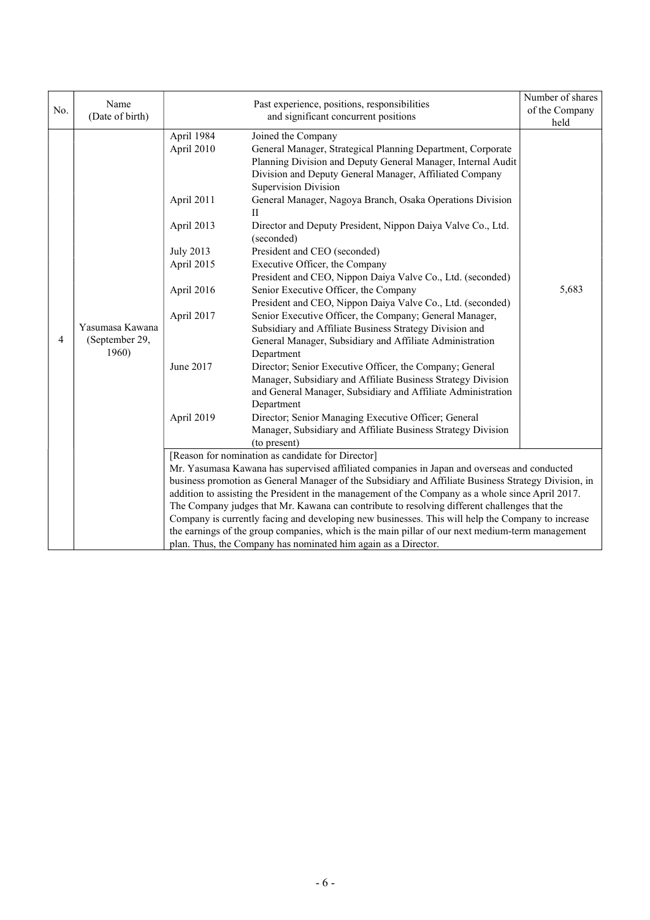| No. | Name (Date of birth) | Past experience, positions, responsibilities and significant concurrent positions | | Number of shares of the Company held |
|---|---|---|---|---|
| 4 | Yasumasa Kawana (September 29, 1960) | April 1984 | Joined the Company | 5,683 |
| | | April 2010 | General Manager, Strategical Planning Department, Corporate Planning Division and Deputy General Manager, Internal Audit Division and Deputy General Manager, Affiliated Company Supervision Division | |
| | | April 2011 | General Manager, Nagoya Branch, Osaka Operations Division II | |
| | | April 2013 | Director and Deputy President, Nippon Daiya Valve Co., Ltd. (seconded) | |
| | | July 2013 | President and CEO (seconded) | |
| | | April 2015 | Executive Officer, the Company<br>President and CEO, Nippon Daiya Valve Co., Ltd. (seconded) | |
| | | April 2016 | Senior Executive Officer, the Company<br>President and CEO, Nippon Daiya Valve Co., Ltd. (seconded) | |
| | | April 2017 | Senior Executive Officer, the Company; General Manager, Subsidiary and Affiliate Business Strategy Division and General Manager, Subsidiary and Affiliate Administration Department | |
| | | June 2017 | Director; Senior Executive Officer, the Company; General Manager, Subsidiary and Affiliate Business Strategy Division and General Manager, Subsidiary and Affiliate Administration Department | |
| | | April 2019 | Director; Senior Managing Executive Officer; General Manager, Subsidiary and Affiliate Business Strategy Division (to present) | |
| | | [Reason for nomination as candidate for Director]<br>Mr. Yasumasa Kawana has supervised affiliated companies in Japan and overseas and conducted business promotion as General Manager of the Subsidiary and Affiliate Business Strategy Division, in addition to assisting the President in the management of the Company as a whole since April 2017. The Company judges that Mr. Kawana can contribute to resolving different challenges that the Company is currently facing and developing new businesses. This will help the Company to increase the earnings of the group companies, which is the main pillar of our next medium-term management plan. Thus, the Company has nominated him again as a Director. | | |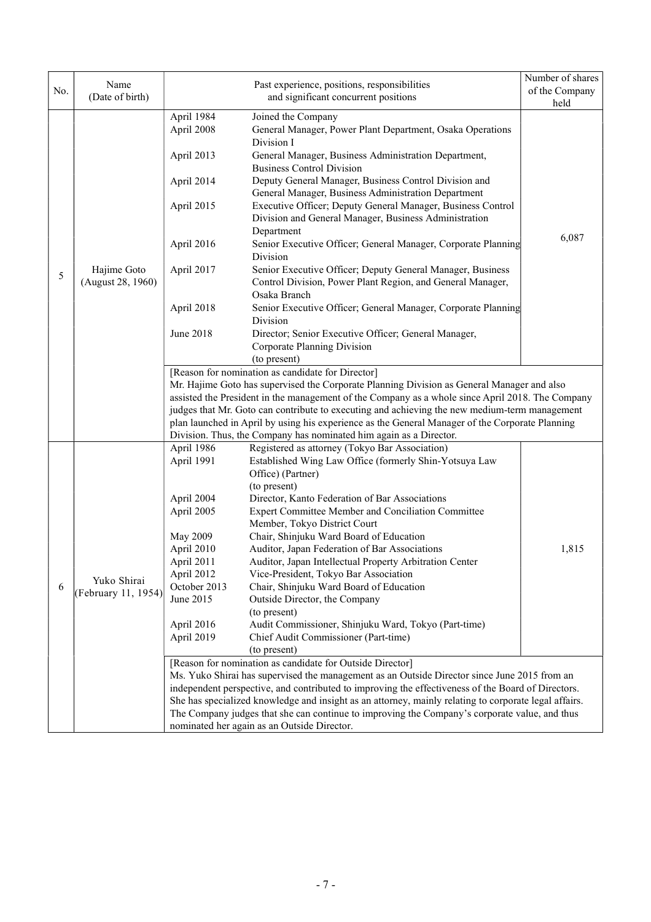| No. | Name (Date of birth) | Past experience, positions, responsibilities and significant concurrent positions | Number of shares of the Company held |
|---|---|---|---|
| 5 | Hajime Goto (August 28, 1960) | April 1984 Joined the Company<br>April 2008 General Manager, Power Plant Department, Osaka Operations Division I<br>April 2013 General Manager, Business Administration Department, Business Control Division<br>April 2014 Deputy General Manager, Business Control Division and General Manager, Business Administration Department<br>April 2015 Executive Officer; Deputy General Manager, Business Control Division and General Manager, Business Administration Department<br>April 2016 Senior Executive Officer; General Manager, Corporate Planning Division<br>April 2017 Senior Executive Officer; Deputy General Manager, Business Control Division, Power Plant Region, and General Manager, Osaka Branch<br>April 2018 Senior Executive Officer; General Manager, Corporate Planning Division<br>June 2018 Director; Senior Executive Officer; General Manager, Corporate Planning Division<br>(to present) | 6,087 |
| | | [Reason for nomination as candidate for Director]<br>Mr. Hajime Goto has supervised the Corporate Planning Division as General Manager and also assisted the President in the management of the Company as a whole since April 2018. The Company judges that Mr. Goto can contribute to executing and achieving the new medium-term management plan launched in April by using his experience as the General Manager of the Corporate Planning Division. Thus, the Company has nominated him again as a Director. | |
| 6 | Yuko Shirai (February 11, 1954) | April 1986 Registered as attorney (Tokyo Bar Association)<br>April 1991 Established Wing Law Office (formerly Shin-Yotsuya Law Office) (Partner)<br>(to present)<br>April 2004 Director, Kanto Federation of Bar Associations<br>April 2005 Expert Committee Member and Conciliation Committee Member, Tokyo District Court<br>May 2009 Chair, Shinjuku Ward Board of Education<br>April 2010 Auditor, Japan Federation of Bar Associations<br>April 2011 Auditor, Japan Intellectual Property Arbitration Center<br>April 2012 Vice-President, Tokyo Bar Association<br>October 2013 Chair, Shinjuku Ward Board of Education<br>June 2015 Outside Director, the Company<br>(to present)<br>April 2016 Audit Commissioner, Shinjuku Ward, Tokyo (Part-time)<br>April 2019 Chief Audit Commissioner (Part-time)<br>(to present) | 1,815 |
| | | [Reason for nomination as candidate for Outside Director]<br>Ms. Yuko Shirai has supervised the management as an Outside Director since June 2015 from an independent perspective, and contributed to improving the effectiveness of the Board of Directors. She has specialized knowledge and insight as an attorney, mainly relating to corporate legal affairs. The Company judges that she can continue to improving the Company's corporate value, and thus nominated her again as an Outside Director. | |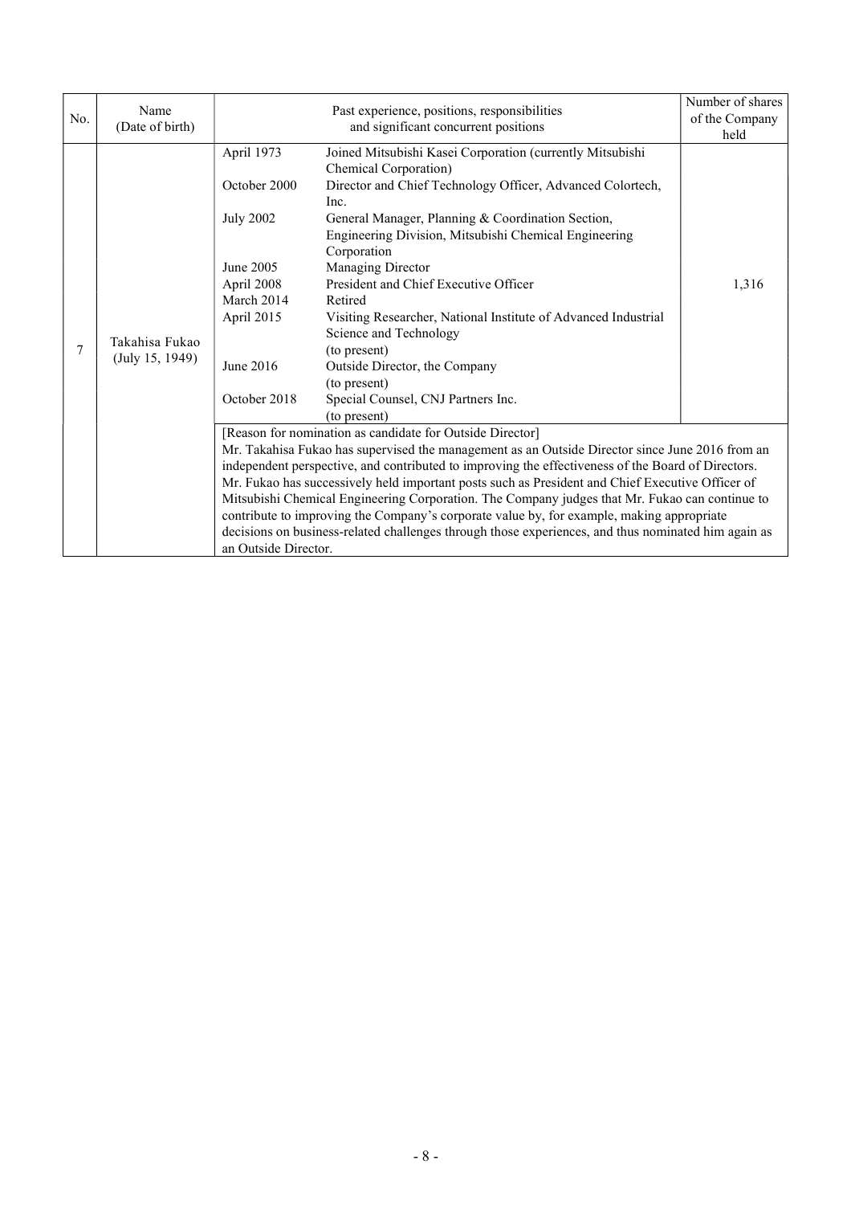| No. | Name (Date of birth) | Past experience, positions, responsibilities and significant concurrent positions | | Number of shares of the Company held |
|---|---|---|---|---|
| 7 | Takahisa Fukao (July 15, 1949) | April 1973 | Joined Mitsubishi Kasei Corporation (currently Mitsubishi Chemical Corporation) | 1,316 |
| | | October 2000 | Director and Chief Technology Officer, Advanced Colortech, Inc. | |
| | | July 2002 | General Manager, Planning & Coordination Section, Engineering Division, Mitsubishi Chemical Engineering Corporation | |
| | | June 2005 | Managing Director | |
| | | April 2008 | President and Chief Executive Officer | |
| | | March 2014 | Retired | |
| | | April 2015 | Visiting Researcher, National Institute of Advanced Industrial Science and Technology (to present) | |
| | | June 2016 | Outside Director, the Company (to present) | |
| | | October 2018 | Special Counsel, CNJ Partners Inc. (to present) | |
| | | [Reason for nomination as candidate for Outside Director] Mr. Takahisa Fukao has supervised the management as an Outside Director since June 2016 from an independent perspective, and contributed to improving the effectiveness of the Board of Directors. Mr. Fukao has successively held important posts such as President and Chief Executive Officer of Mitsubishi Chemical Engineering Corporation. The Company judges that Mr. Fukao can continue to contribute to improving the Company's corporate value by, for example, making appropriate decisions on business-related challenges through those experiences, and thus nominated him again as an Outside Director. | | |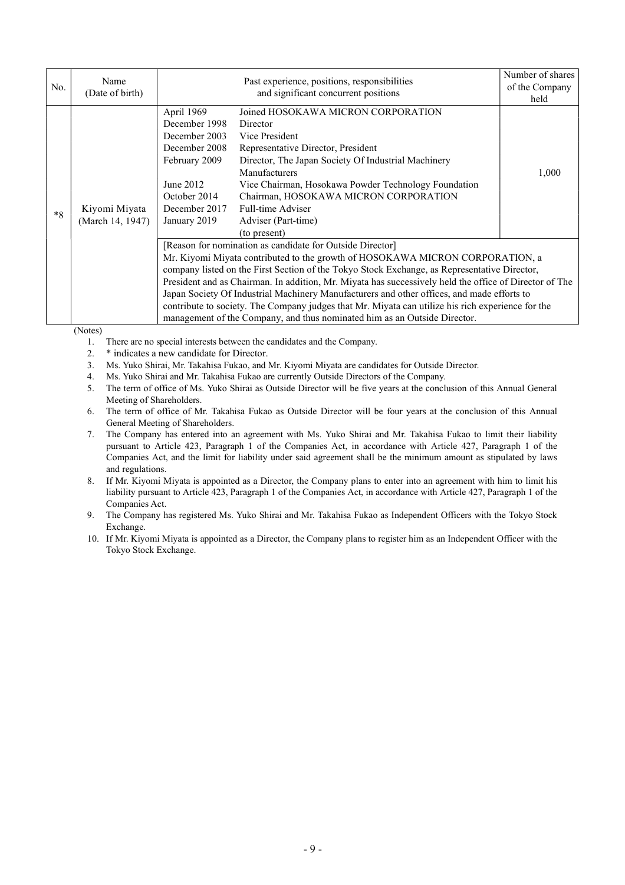| No. | Name (Date of birth) | Past experience, positions, responsibilities and significant concurrent positions | | Number of shares of the Company held |
|---|---|---|---|---|
| *8 | Kiyomi Miyata (March 14, 1947) | April 1969 | Joined HOSOKAWA MICRON CORPORATION | 1,000 |
| | | December 1998 | Director | |
| | | December 2003 | Vice President | |
| | | December 2008 | Representative Director, President | |
| | | February 2009 | Director, The Japan Society Of Industrial Machinery Manufacturers | |
| | | June 2012 | Vice Chairman, Hosokawa Powder Technology Foundation | |
| | | October 2014 | Chairman, HOSOKAWA MICRON CORPORATION | |
| | | December 2017 | Full-time Adviser | |
| | | January 2019 | Adviser (Part-time) (to present) | |
| | | [Reason for nomination as candidate for Outside Director] Mr. Kiyomi Miyata contributed to the growth of HOSOKAWA MICRON CORPORATION, a company listed on the First Section of the Tokyo Stock Exchange, as Representative Director, President and as Chairman. In addition, Mr. Miyata has successively held the office of Director of The Japan Society Of Industrial Machinery Manufacturers and other offices, and made efforts to contribute to society. The Company judges that Mr. Miyata can utilize his rich experience for the management of the Company, and thus nominated him as an Outside Director. | | |

(Notes)

1. There are no special interests between the candidates and the Company.
2. * indicates a new candidate for Director.
3. Ms. Yuko Shirai, Mr. Takahisa Fukao, and Mr. Kiyomi Miyata are candidates for Outside Director.
4. Ms. Yuko Shirai and Mr. Takahisa Fukao are currently Outside Directors of the Company.
5. The term of office of Ms. Yuko Shirai as Outside Director will be five years at the conclusion of this Annual General Meeting of Shareholders.
6. The term of office of Mr. Takahisa Fukao as Outside Director will be four years at the conclusion of this Annual General Meeting of Shareholders.
7. The Company has entered into an agreement with Ms. Yuko Shirai and Mr. Takahisa Fukao to limit their liability pursuant to Article 423, Paragraph 1 of the Companies Act, in accordance with Article 427, Paragraph 1 of the Companies Act, and the limit for liability under said agreement shall be the minimum amount as stipulated by laws and regulations.
8. If Mr. Kiyomi Miyata is appointed as a Director, the Company plans to enter into an agreement with him to limit his liability pursuant to Article 423, Paragraph 1 of the Companies Act, in accordance with Article 427, Paragraph 1 of the Companies Act.
9. The Company has registered Ms. Yuko Shirai and Mr. Takahisa Fukao as Independent Officers with the Tokyo Stock Exchange.
10. If Mr. Kiyomi Miyata is appointed as a Director, the Company plans to register him as an Independent Officer with the Tokyo Stock Exchange.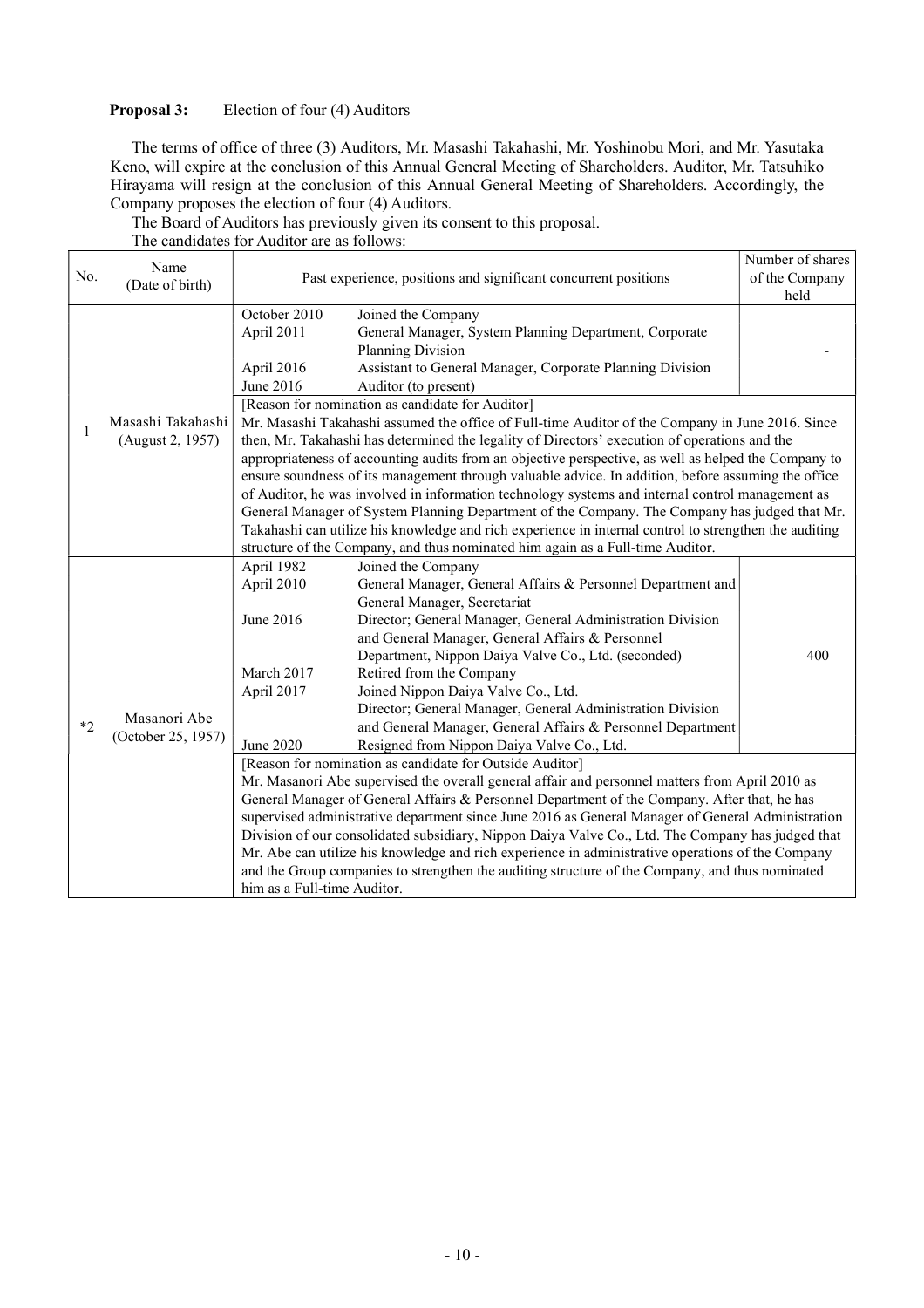**Proposal 3:** Election of four (4) Auditors

The terms of office of three (3) Auditors, Mr. Masashi Takahashi, Mr. Yoshinobu Mori, and Mr. Yasutaka Keno, will expire at the conclusion of this Annual General Meeting of Shareholders. Auditor, Mr. Tatsuhiko Hirayama will resign at the conclusion of this Annual General Meeting of Shareholders. Accordingly, the Company proposes the election of four (4) Auditors.

The Board of Auditors has previously given its consent to this proposal.

The candidates for Auditor are as follows:

| No. | Name (Date of birth) | Past experience, positions and significant concurrent positions | Number of shares of the Company held |
|---|---|---|---|
| 1 | Masashi Takahashi (August 2, 1957) | October 2010 Joined the Company<br>April 2011 General Manager, System Planning Department, Corporate Planning Division<br>April 2016 Assistant to General Manager, Corporate Planning Division<br>June 2016 Auditor (to present) | - |
| | | [Reason for nomination as candidate for Auditor]<br>Mr. Masashi Takahashi assumed the office of Full-time Auditor of the Company in June 2016. Since then, Mr. Takahashi has determined the legality of Directors' execution of operations and the appropriateness of accounting audits from an objective perspective, as well as helped the Company to ensure soundness of its management through valuable advice. In addition, before assuming the office of Auditor, he was involved in information technology systems and internal control management as General Manager of System Planning Department of the Company. The Company has judged that Mr. Takahashi can utilize his knowledge and rich experience in internal control to strengthen the auditing structure of the Company, and thus nominated him again as a Full-time Auditor. | |
| *2 | Masanori Abe (October 25, 1957) | April 1982 Joined the Company<br>April 2010 General Manager, General Affairs & Personnel Department and General Manager, Secretariat<br>June 2016 Director; General Manager, General Administration Division and General Manager, General Affairs & Personnel Department, Nippon Daiya Valve Co., Ltd. (seconded)<br>March 2017 Retired from the Company<br>April 2017 Joined Nippon Daiya Valve Co., Ltd. Director; General Manager, General Administration Division and General Manager, General Affairs & Personnel Department<br>June 2020 Resigned from Nippon Daiya Valve Co., Ltd. | 400 |
| | | [Reason for nomination as candidate for Outside Auditor]<br>Mr. Masanori Abe supervised the overall general affair and personnel matters from April 2010 as General Manager of General Affairs & Personnel Department of the Company. After that, he has supervised administrative department since June 2016 as General Manager of General Administration Division of our consolidated subsidiary, Nippon Daiya Valve Co., Ltd. The Company has judged that Mr. Abe can utilize his knowledge and rich experience in administrative operations of the Company and the Group companies to strengthen the auditing structure of the Company, and thus nominated him as a Full-time Auditor. | |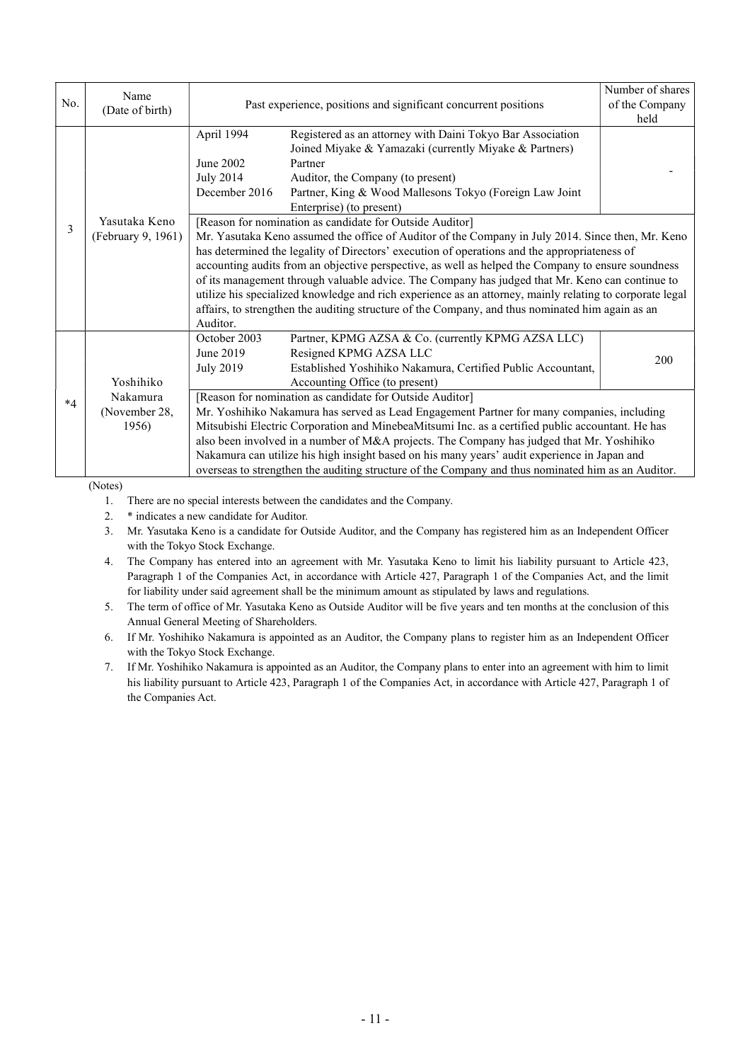| No. | Name (Date of birth) | Past experience, positions and significant concurrent positions | | Number of shares of the Company held |
|---|---|---|---|---|
| 3 | Yasutaka Keno (February 9, 1961) | April 1994 | Registered as an attorney with Daini Tokyo Bar Association<br>Joined Miyake & Yamazaki (currently Miyake & Partners) | - |
| | | June 2002 | Partner | |
| | | July 2014 | Auditor, the Company (to present) | |
| | | December 2016 | Partner, King & Wood Mallesons Tokyo (Foreign Law Joint Enterprise) (to present) | |
| | | [Reason for nomination as candidate for Outside Auditor]<br>Mr. Yasutaka Keno assumed the office of Auditor of the Company in July 2014. Since then, Mr. Keno has determined the legality of Directors' execution of operations and the appropriateness of accounting audits from an objective perspective, as well as helped the Company to ensure soundness of its management through valuable advice. The Company has judged that Mr. Keno can continue to utilize his specialized knowledge and rich experience as an attorney, mainly relating to corporate legal affairs, to strengthen the auditing structure of the Company, and thus nominated him again as an Auditor. | | |
| *4 | Yoshihiko Nakamura (November 28, 1956) | October 2003 | Partner, KPMG AZSA & Co. (currently KPMG AZSA LLC) | 200 |
| | | June 2019 | Resigned KPMG AZSA LLC | |
| | | July 2019 | Established Yoshihiko Nakamura, Certified Public Accountant, Accounting Office (to present) | |
| | | [Reason for nomination as candidate for Outside Auditor]<br>Mr. Yoshihiko Nakamura has served as Lead Engagement Partner for many companies, including Mitsubishi Electric Corporation and MinebeaMitsumi Inc. as a certified public accountant. He has also been involved in a number of M&A projects. The Company has judged that Mr. Yoshihiko Nakamura can utilize his high insight based on his many years' audit experience in Japan and overseas to strengthen the auditing structure of the Company and thus nominated him as an Auditor. | | |

(Notes)

1. There are no special interests between the candidates and the Company.
2. * indicates a new candidate for Auditor.
3. Mr. Yasutaka Keno is a candidate for Outside Auditor, and the Company has registered him as an Independent Officer with the Tokyo Stock Exchange.
4. The Company has entered into an agreement with Mr. Yasutaka Keno to limit his liability pursuant to Article 423, Paragraph 1 of the Companies Act, in accordance with Article 427, Paragraph 1 of the Companies Act, and the limit for liability under said agreement shall be the minimum amount as stipulated by laws and regulations.
5. The term of office of Mr. Yasutaka Keno as Outside Auditor will be five years and ten months at the conclusion of this Annual General Meeting of Shareholders.
6. If Mr. Yoshihiko Nakamura is appointed as an Auditor, the Company plans to register him as an Independent Officer with the Tokyo Stock Exchange.
7. If Mr. Yoshihiko Nakamura is appointed as an Auditor, the Company plans to enter into an agreement with him to limit his liability pursuant to Article 423, Paragraph 1 of the Companies Act, in accordance with Article 427, Paragraph 1 of the Companies Act.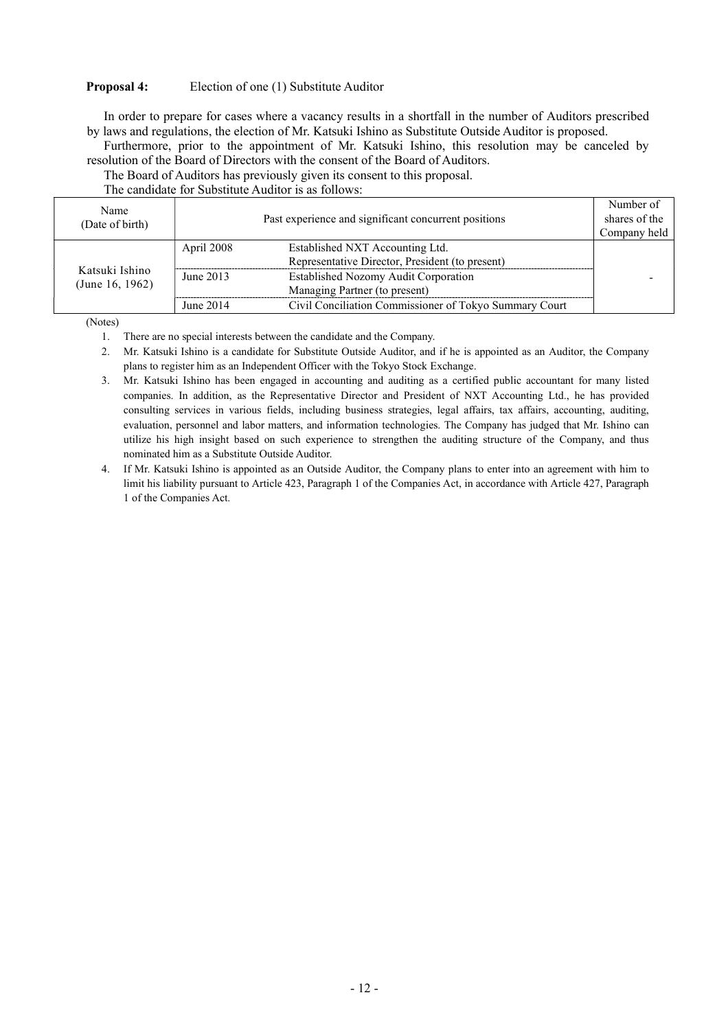**Proposal 4:** Election of one (1) Substitute Auditor

In order to prepare for cases where a vacancy results in a shortfall in the number of Auditors prescribed by laws and regulations, the election of Mr. Katsuki Ishino as Substitute Outside Auditor is proposed.

Furthermore, prior to the appointment of Mr. Katsuki Ishino, this resolution may be canceled by resolution of the Board of Directors with the consent of the Board of Auditors.

The Board of Auditors has previously given its consent to this proposal.

The candidate for Substitute Auditor is as follows:

| Name (Date of birth) | Past experience and significant concurrent positions | | Number of shares of the Company held |
|---|---|---|---|
| Katsuki Ishino (June 16, 1962) | April 2008 | Established NXT Accounting Ltd. Representative Director, President (to present) | - |
| | June 2013 | Established Nozomy Audit Corporation Managing Partner (to present) | |
| | June 2014 | Civil Conciliation Commissioner of Tokyo Summary Court | |

(Notes)

1. There are no special interests between the candidate and the Company.
2. Mr. Katsuki Ishino is a candidate for Substitute Outside Auditor, and if he is appointed as an Auditor, the Company plans to register him as an Independent Officer with the Tokyo Stock Exchange.
3. Mr. Katsuki Ishino has been engaged in accounting and auditing as a certified public accountant for many listed companies. In addition, as the Representative Director and President of NXT Accounting Ltd., he has provided consulting services in various fields, including business strategies, legal affairs, tax affairs, accounting, auditing, evaluation, personnel and labor matters, and information technologies. The Company has judged that Mr. Ishino can utilize his high insight based on such experience to strengthen the auditing structure of the Company, and thus nominated him as a Substitute Outside Auditor.
4. If Mr. Katsuki Ishino is appointed as an Outside Auditor, the Company plans to enter into an agreement with him to limit his liability pursuant to Article 423, Paragraph 1 of the Companies Act, in accordance with Article 427, Paragraph 1 of the Companies Act.